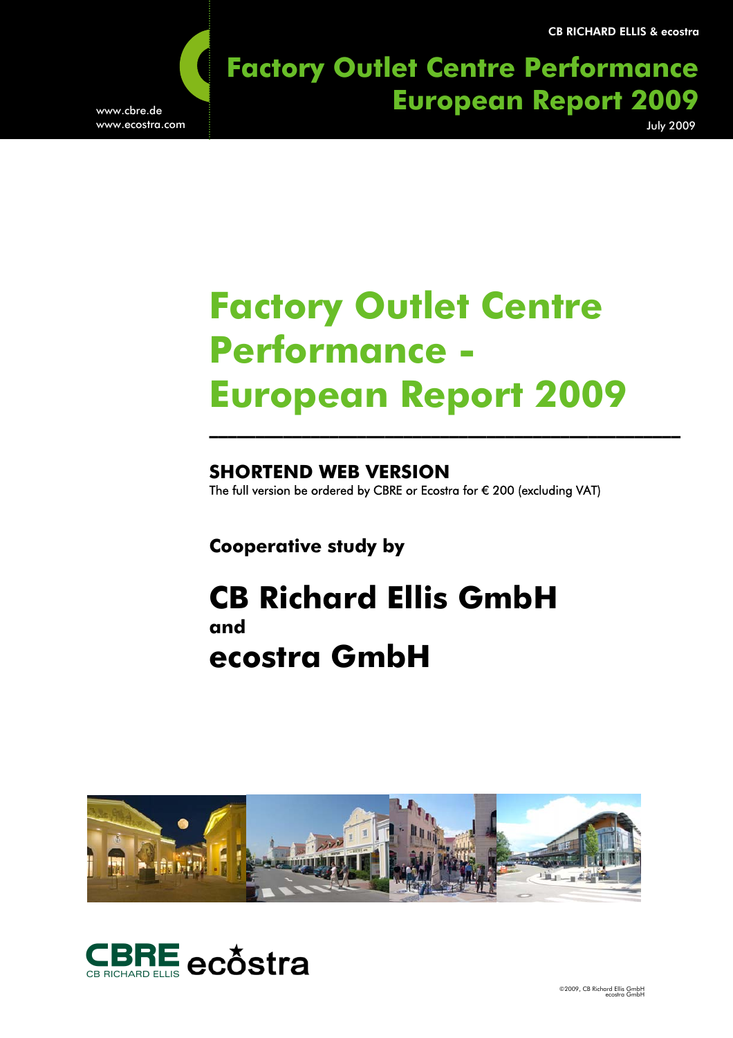CB RICHARD ELLIS & ecostra

# Factory Outlet Centre Performance European Report 2009

www.cbre.de
www.ecostra.com

July 2009

# Factory Outlet Centre Performance - European Report 2009

---

## SHORTEND WEB VERSION

The full version be ordered by CBRE or Ecostra for € 200 (excluding VAT)

**Cooperative study by**

## CB Richard Ellis GmbH
**and**
## ecostra GmbH

CBRE CB RICHARD ELLIS ecostra

©2009, CB Richard Ellis GmbH
ecostra GmbH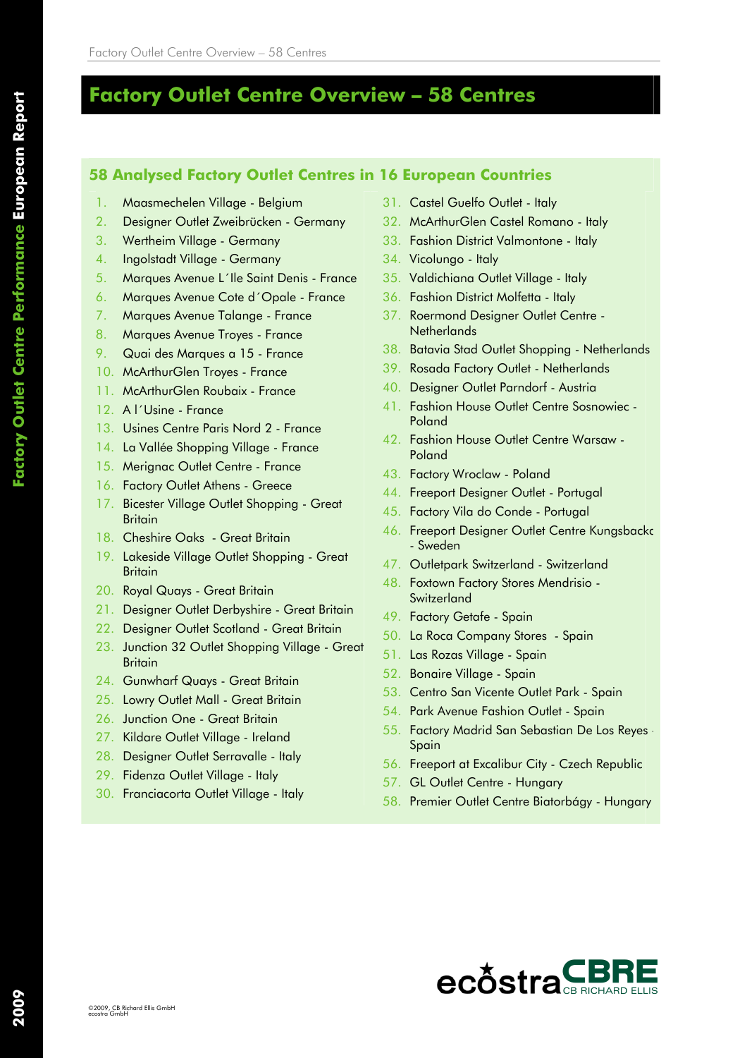# Factory Outlet Centre Overview – 58 Centres

## 58 Analysed Factory Outlet Centres in 16 European Countries

1. Maasmechelen Village - Belgium
2. Designer Outlet Zweibrücken - Germany
3. Wertheim Village - Germany
4. Ingolstadt Village - Germany
5. Marques Avenue L´Ile Saint Denis - France
6. Marques Avenue Cote d´Opale - France
7. Marques Avenue Talange - France
8. Marques Avenue Troyes - France
9. Quai des Marques a 15 - France
10. McArthurGlen Troyes - France
11. McArthurGlen Roubaix - France
12. A l´Usine - France
13. Usines Centre Paris Nord 2 - France
14. La Vallée Shopping Village - France
15. Merignac Outlet Centre - France
16. Factory Outlet Athens - Greece
17. Bicester Village Outlet Shopping - Great Britain
18. Cheshire Oaks - Great Britain
19. Lakeside Village Outlet Shopping - Great Britain
20. Royal Quays - Great Britain
21. Designer Outlet Derbyshire - Great Britain
22. Designer Outlet Scotland - Great Britain
23. Junction 32 Outlet Shopping Village - Great Britain
24. Gunwharf Quays - Great Britain
25. Lowry Outlet Mall - Great Britain
26. Junction One - Great Britain
27. Kildare Outlet Village - Ireland
28. Designer Outlet Serravalle - Italy
29. Fidenza Outlet Village - Italy
30. Franciacorta Outlet Village - Italy
31. Castel Guelfo Outlet - Italy
32. McArthurGlen Castel Romano - Italy
33. Fashion District Valmontone - Italy
34. Vicolungo - Italy
35. Valdichiana Outlet Village - Italy
36. Fashion District Molfetta - Italy
37. Roermond Designer Outlet Centre - Netherlands
38. Batavia Stad Outlet Shopping - Netherlands
39. Rosada Factory Outlet - Netherlands
40. Designer Outlet Parndorf - Austria
41. Fashion House Outlet Centre Sosnowiec - Poland
42. Fashion House Outlet Centre Warsaw - Poland
43. Factory Wroclaw - Poland
44. Freeport Designer Outlet - Portugal
45. Factory Vila do Conde - Portugal
46. Freeport Designer Outlet Centre Kungsbackc - Sweden
47. Outletpark Switzerland - Switzerland
48. Foxtown Factory Stores Mendrisio - Switzerland
49. Factory Getafe - Spain
50. La Roca Company Stores - Spain
51. Las Rozas Village - Spain
52. Bonaire Village - Spain
53. Centro San Vicente Outlet Park - Spain
54. Park Avenue Fashion Outlet - Spain
55. Factory Madrid San Sebastian De Los Reyes - Spain
56. Freeport at Excalibur City - Czech Republic
57. GL Outlet Centre - Hungary
58. Premier Outlet Centre Biatorbágy - Hungary

©2009, CB Richard Ellis GmbH
ecostra GmbH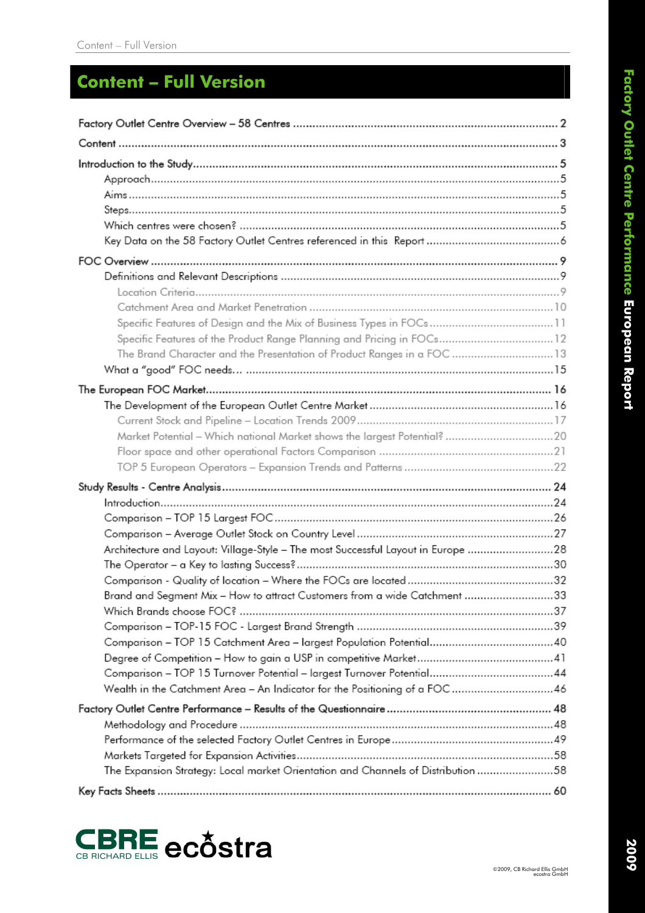# Content – Full Version

Factory Outlet Centre Overview – 58 Centres ..... 2

Content ..... 3

Introduction to the Study ..... 5
- Approach ..... 5
- Aims ..... 5
- Steps ..... 5
- Which centres were chosen? ..... 5
- Key Data on the 58 Factory Outlet Centres referenced in this Report ..... 6

FOC Overview ..... 9
- Definitions and Relevant Descriptions ..... 9
  - Location Criteria ..... 9
  - Catchment Area and Market Penetration ..... 10
  - Specific Features of Design and the Mix of Business Types in FOCs ..... 11
  - Specific Features of the Product Range Planning and Pricing in FOCs ..... 12
  - The Brand Character and the Presentation of Product Ranges in a FOC ..... 13
- What a "good" FOC needs… ..... 15

The European FOC Market ..... 16
- The Development of the European Outlet Centre Market ..... 16
  - Current Stock and Pipeline – Location Trends 2009 ..... 17
  - Market Potential – Which national Market shows the largest Potential? ..... 20
  - Floor space and other operational Factors Comparison ..... 21
  - TOP 5 European Operators – Expansion Trends and Patterns ..... 22

Study Results - Centre Analysis ..... 24
- Introduction ..... 24
- Comparison – TOP 15 Largest FOC ..... 26
- Comparison – Average Outlet Stock on Country Level ..... 27
- Architecture and Layout: Village-Style – The most Successful Layout in Europe ..... 28
- The Operator – a Key to lasting Success? ..... 30
- Comparison - Quality of location – Where the FOCs are located ..... 32
- Brand and Segment Mix – How to attract Customers from a wide Catchment ..... 33
- Which Brands choose FOC? ..... 37
- Comparison – TOP-15 FOC - Largest Brand Strength ..... 39
- Comparison – TOP 15 Catchment Area – largest Population Potential ..... 40
- Degree of Competition – How to gain a USP in competitive Market ..... 41
- Comparison – TOP 15 Turnover Potential – largest Turnover Potential ..... 44
- Wealth in the Catchment Area – An Indicator for the Positioning of a FOC ..... 46

Factory Outlet Centre Performance – Results of the Questionnaire ..... 48
- Methodology and Procedure ..... 48
- Performance of the selected Factory Outlet Centres in Europe ..... 49
- Markets Targeted for Expansion Activities ..... 58
- The Expansion Strategy: Local market Orientation and Channels of Distribution ..... 58

Key Facts Sheets ..... 60

CBRE CB RICHARD ELLIS ecostra

©2009, CB Richard Ellis GmbH
ecostra GmbH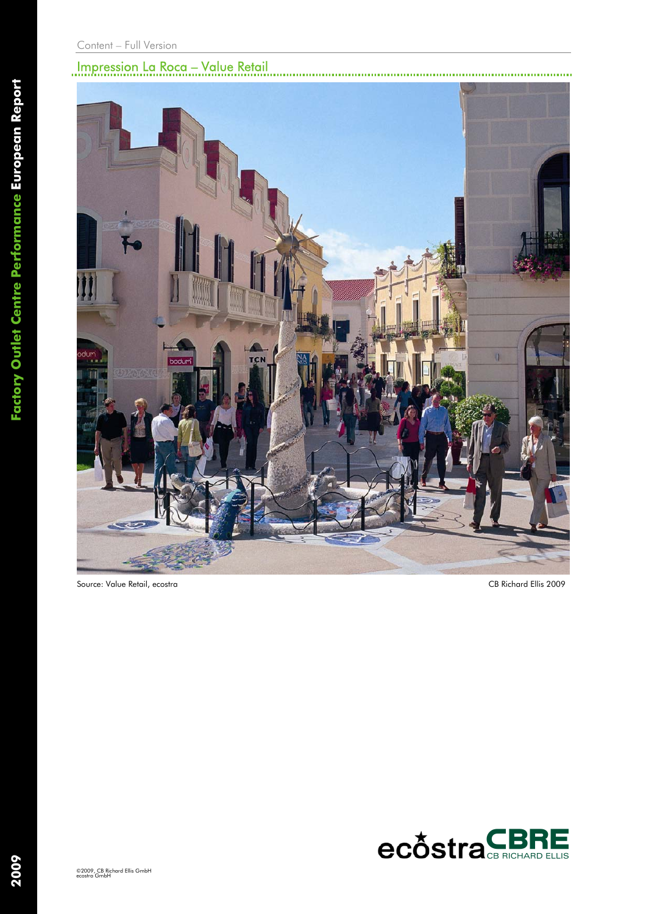Content – Full Version

## Impression La Roca – Value Retail

Source: Value Retail, ecostra

CB Richard Ellis 2009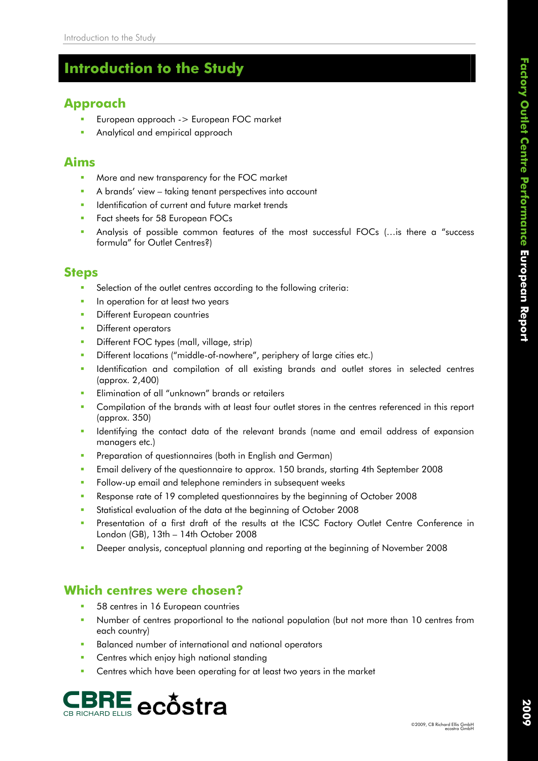# Introduction to the Study

## Approach

- European approach -> European FOC market
- Analytical and empirical approach

## Aims

- More and new transparency for the FOC market
- A brands' view – taking tenant perspectives into account
- Identification of current and future market trends
- Fact sheets for 58 European FOCs
- Analysis of possible common features of the most successful FOCs (…is there a "success formula" for Outlet Centres?)

## Steps

- Selection of the outlet centres according to the following criteria:
- In operation for at least two years
- Different European countries
- Different operators
- Different FOC types (mall, village, strip)
- Different locations ("middle-of-nowhere", periphery of large cities etc.)
- Identification and compilation of all existing brands and outlet stores in selected centres (approx. 2,400)
- Elimination of all "unknown" brands or retailers
- Compilation of the brands with at least four outlet stores in the centres referenced in this report (approx. 350)
- Identifying the contact data of the relevant brands (name and email address of expansion managers etc.)
- Preparation of questionnaires (both in English and German)
- Email delivery of the questionnaire to approx. 150 brands, starting 4th September 2008
- Follow-up email and telephone reminders in subsequent weeks
- Response rate of 19 completed questionnaires by the beginning of October 2008
- Statistical evaluation of the data at the beginning of October 2008
- Presentation of a first draft of the results at the ICSC Factory Outlet Centre Conference in London (GB), 13th – 14th October 2008
- Deeper analysis, conceptual planning and reporting at the beginning of November 2008

## Which centres were chosen?

- 58 centres in 16 European countries
- Number of centres proportional to the national population (but not more than 10 centres from each country)
- Balanced number of international and national operators
- Centres which enjoy high national standing
- Centres which have been operating for at least two years in the market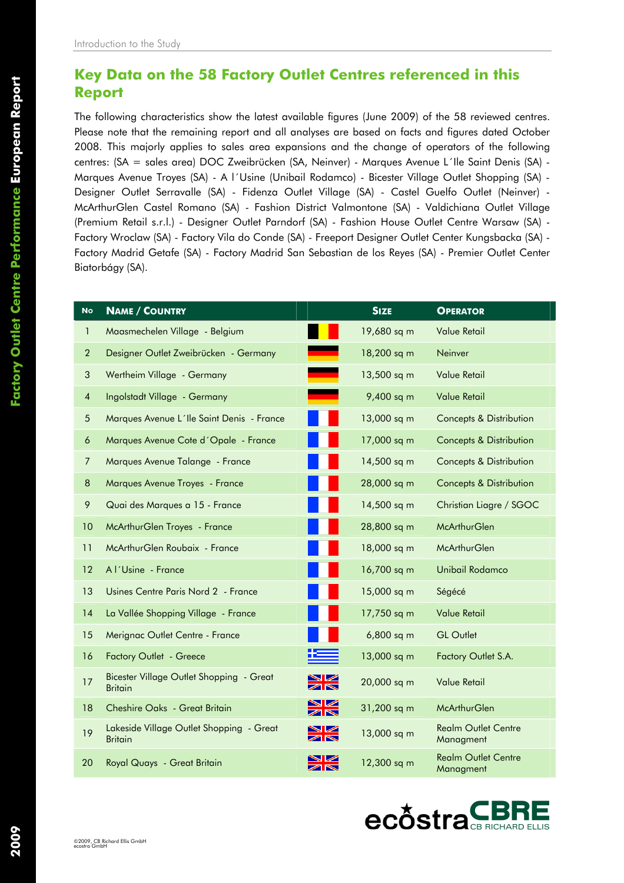## Key Data on the 58 Factory Outlet Centres referenced in this Report

The following characteristics show the latest available figures (June 2009) of the 58 reviewed centres. Please note that the remaining report and all analyses are based on facts and figures dated October 2008. This majorly applies to sales area expansions and the change of operators of the following centres: (SA = sales area) DOC Zweibrücken (SA, Neinver) - Marques Avenue L´Ile Saint Denis (SA) - Marques Avenue Troyes (SA) - A l´Usine (Unibail Rodamco) - Bicester Village Outlet Shopping (SA) - Designer Outlet Serravalle (SA) - Fidenza Outlet Village (SA) - Castel Guelfo Outlet (Neinver) - McArthurGlen Castel Romano (SA) - Fashion District Valmontone (SA) - Valdichiana Outlet Village (Premium Retail s.r.l.) - Designer Outlet Parndorf (SA) - Fashion House Outlet Centre Warsaw (SA) - Factory Wroclaw (SA) - Factory Vila do Conde (SA) - Freeport Designer Outlet Center Kungsbacka (SA) - Factory Madrid Getafe (SA) - Factory Madrid San Sebastian de los Reyes (SA) - Premier Outlet Center Biatorbágy (SA).

| No | Name / Country | | Size | Operator |
|---|---|---|---|---|
| 1 | Maasmechelen Village - Belgium | | 19,680 sq m | Value Retail |
| 2 | Designer Outlet Zweibrücken - Germany | | 18,200 sq m | Neinver |
| 3 | Wertheim Village - Germany | | 13,500 sq m | Value Retail |
| 4 | Ingolstadt Village - Germany | | 9,400 sq m | Value Retail |
| 5 | Marques Avenue L´Ile Saint Denis - France | | 13,000 sq m | Concepts & Distribution |
| 6 | Marques Avenue Cote d´Opale - France | | 17,000 sq m | Concepts & Distribution |
| 7 | Marques Avenue Talange - France | | 14,500 sq m | Concepts & Distribution |
| 8 | Marques Avenue Troyes - France | | 28,000 sq m | Concepts & Distribution |
| 9 | Quai des Marques a 15 - France | | 14,500 sq m | Christian Liagre / SGOC |
| 10 | McArthurGlen Troyes - France | | 28,800 sq m | McArthurGlen |
| 11 | McArthurGlen Roubaix - France | | 18,000 sq m | McArthurGlen |
| 12 | A l´Usine - France | | 16,700 sq m | Unibail Rodamco |
| 13 | Usines Centre Paris Nord 2 - France | | 15,000 sq m | Ségécé |
| 14 | La Vallée Shopping Village - France | | 17,750 sq m | Value Retail |
| 15 | Merignac Outlet Centre - France | | 6,800 sq m | GL Outlet |
| 16 | Factory Outlet - Greece | | 13,000 sq m | Factory Outlet S.A. |
| 17 | Bicester Village Outlet Shopping - Great Britain | | 20,000 sq m | Value Retail |
| 18 | Cheshire Oaks - Great Britain | | 31,200 sq m | McArthurGlen |
| 19 | Lakeside Village Outlet Shopping - Great Britain | | 13,000 sq m | Realm Outlet Centre Managment |
| 20 | Royal Quays - Great Britain | | 12,300 sq m | Realm Outlet Centre Managment |

©2009, CB Richard Ellis GmbH
ecostra GmbH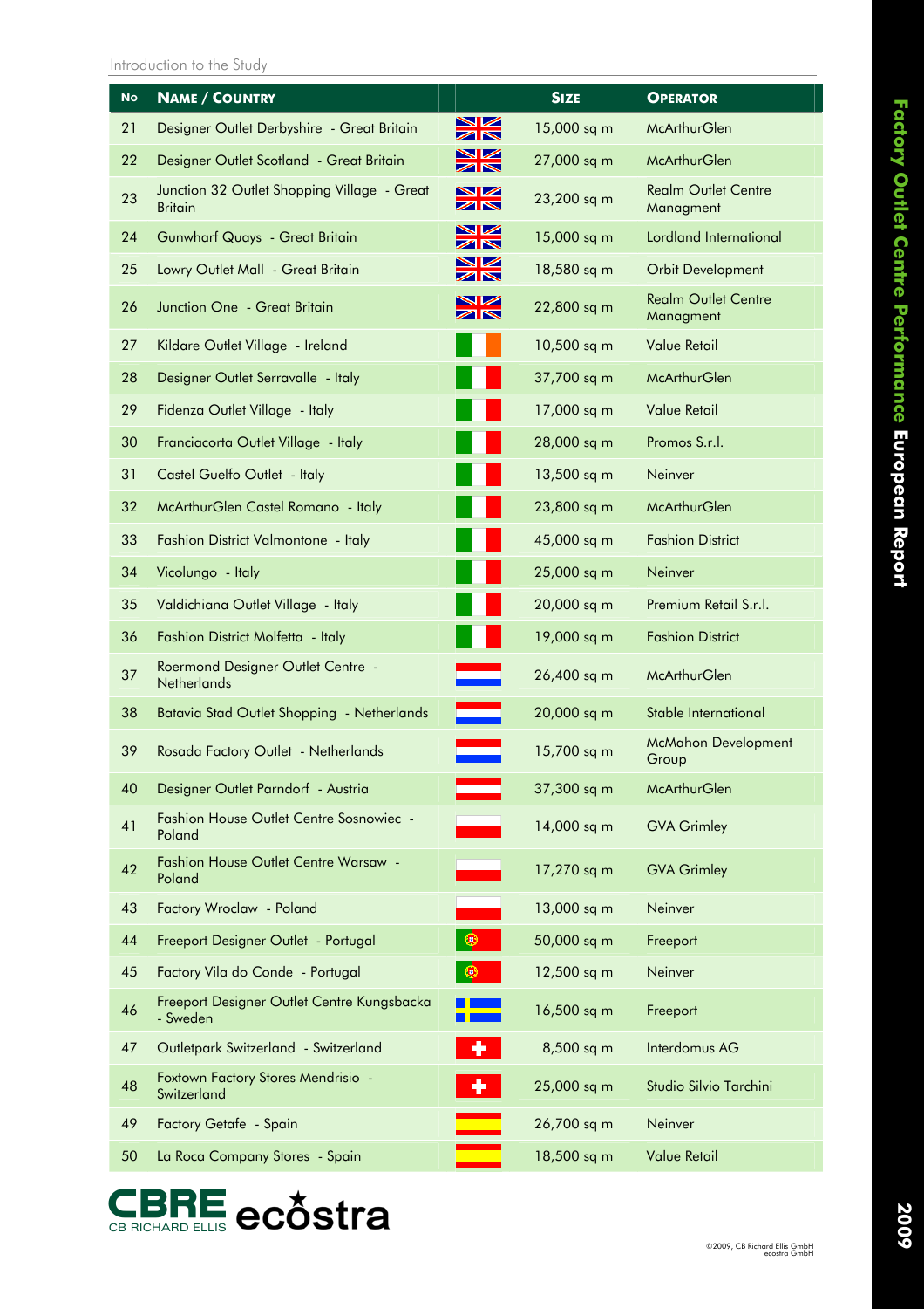| No | Name / Country | | Size | Operator |
|---|---|---|---|---|
| 21 | Designer Outlet Derbyshire - Great Britain | | 15,000 sq m | McArthurGlen |
| 22 | Designer Outlet Scotland - Great Britain | | 27,000 sq m | McArthurGlen |
| 23 | Junction 32 Outlet Shopping Village - Great Britain | | 23,200 sq m | Realm Outlet Centre Managment |
| 24 | Gunwharf Quays - Great Britain | | 15,000 sq m | Lordland International |
| 25 | Lowry Outlet Mall - Great Britain | | 18,580 sq m | Orbit Development |
| 26 | Junction One - Great Britain | | 22,800 sq m | Realm Outlet Centre Managment |
| 27 | Kildare Outlet Village - Ireland | | 10,500 sq m | Value Retail |
| 28 | Designer Outlet Serravalle - Italy | | 37,700 sq m | McArthurGlen |
| 29 | Fidenza Outlet Village - Italy | | 17,000 sq m | Value Retail |
| 30 | Franciacorta Outlet Village - Italy | | 28,000 sq m | Promos S.r.l. |
| 31 | Castel Guelfo Outlet - Italy | | 13,500 sq m | Neinver |
| 32 | McArthurGlen Castel Romano - Italy | | 23,800 sq m | McArthurGlen |
| 33 | Fashion District Valmontone - Italy | | 45,000 sq m | Fashion District |
| 34 | Vicolungo - Italy | | 25,000 sq m | Neinver |
| 35 | Valdichiana Outlet Village - Italy | | 20,000 sq m | Premium Retail S.r.l. |
| 36 | Fashion District Molfetta - Italy | | 19,000 sq m | Fashion District |
| 37 | Roermond Designer Outlet Centre - Netherlands | | 26,400 sq m | McArthurGlen |
| 38 | Batavia Stad Outlet Shopping - Netherlands | | 20,000 sq m | Stable International |
| 39 | Rosada Factory Outlet - Netherlands | | 15,700 sq m | McMahon Development Group |
| 40 | Designer Outlet Parndorf - Austria | | 37,300 sq m | McArthurGlen |
| 41 | Fashion House Outlet Centre Sosnowiec - Poland | | 14,000 sq m | GVA Grimley |
| 42 | Fashion House Outlet Centre Warsaw - Poland | | 17,270 sq m | GVA Grimley |
| 43 | Factory Wroclaw - Poland | | 13,000 sq m | Neinver |
| 44 | Freeport Designer Outlet - Portugal | | 50,000 sq m | Freeport |
| 45 | Factory Vila do Conde - Portugal | | 12,500 sq m | Neinver |
| 46 | Freeport Designer Outlet Centre Kungsbacka - Sweden | | 16,500 sq m | Freeport |
| 47 | Outletpark Switzerland - Switzerland | | 8,500 sq m | Interdomus AG |
| 48 | Foxtown Factory Stores Mendrisio - Switzerland | | 25,000 sq m | Studio Silvio Tarchini |
| 49 | Factory Getafe - Spain | | 26,700 sq m | Neinver |
| 50 | La Roca Company Stores - Spain | | 18,500 sq m | Value Retail |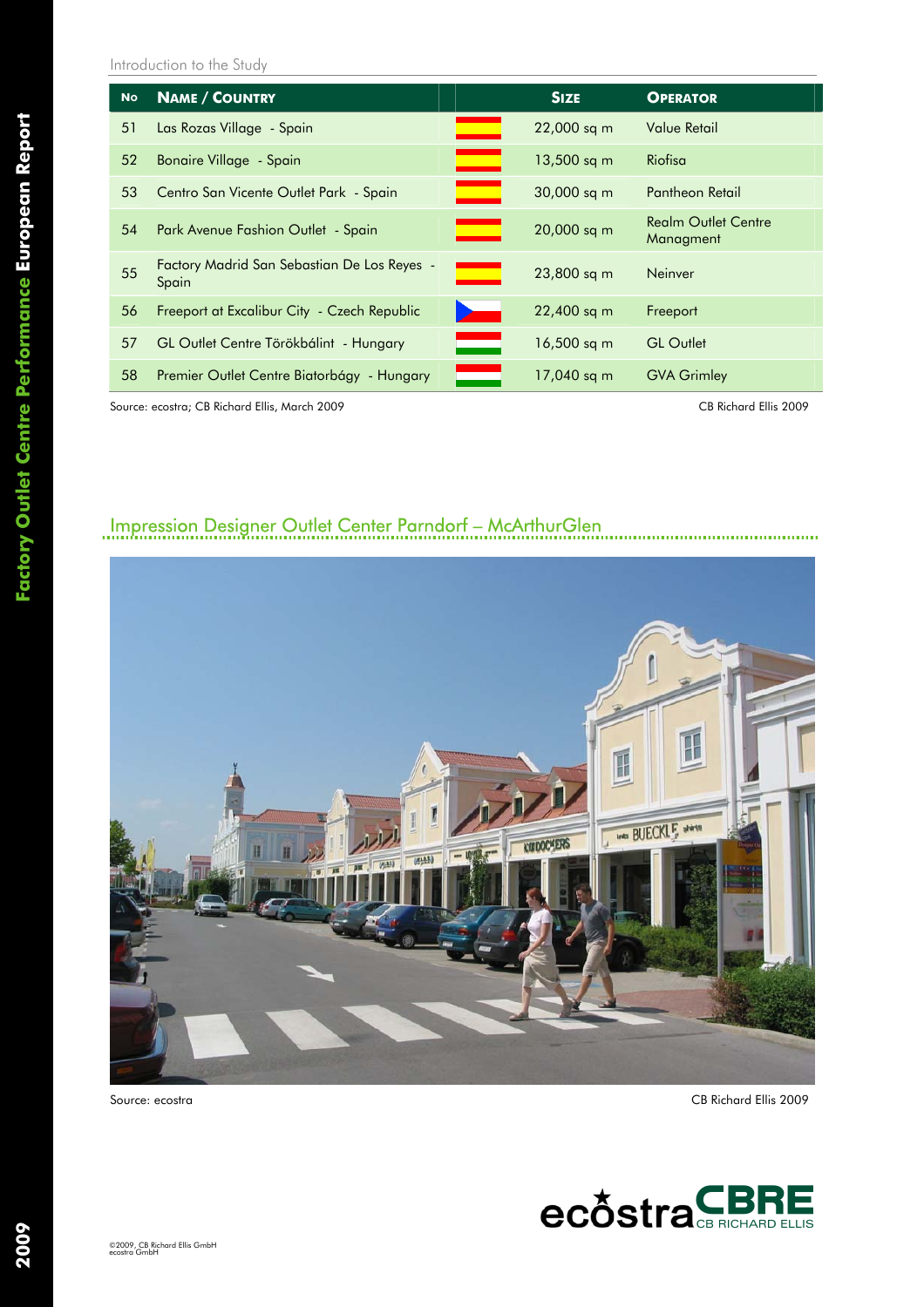| No | Name / Country | | Size | Operator |
|---|---|---|---|---|
| 51 | Las Rozas Village - Spain | | 22,000 sq m | Value Retail |
| 52 | Bonaire Village - Spain | | 13,500 sq m | Riofisa |
| 53 | Centro San Vicente Outlet Park - Spain | | 30,000 sq m | Pantheon Retail |
| 54 | Park Avenue Fashion Outlet - Spain | | 20,000 sq m | Realm Outlet Centre Managment |
| 55 | Factory Madrid San Sebastian De Los Reyes - Spain | | 23,800 sq m | Neinver |
| 56 | Freeport at Excalibur City - Czech Republic | | 22,400 sq m | Freeport |
| 57 | GL Outlet Centre Törökbálint - Hungary | | 16,500 sq m | GL Outlet |
| 58 | Premier Outlet Centre Biatorbágy - Hungary | | 17,040 sq m | GVA Grimley |

Source: ecostra; CB Richard Ellis, March 2009 CB Richard Ellis 2009

## Impression Designer Outlet Center Parndorf – McArthurGlen

Source: ecostra CB Richard Ellis 2009

©2009, CB Richard Ellis GmbH
ecostra GmbH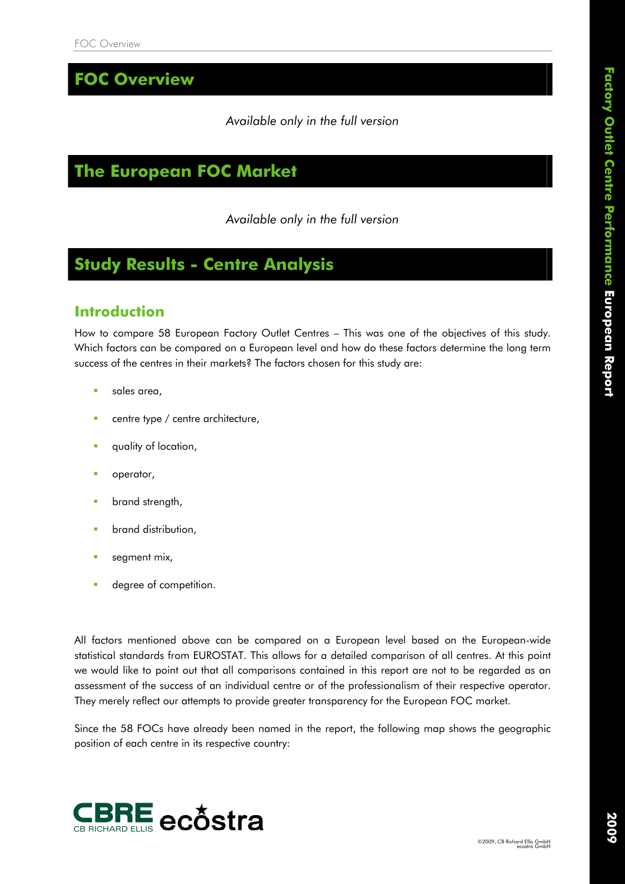# FOC Overview

*Available only in the full version*

# The European FOC Market

*Available only in the full version*

# Study Results - Centre Analysis

## Introduction

How to compare 58 European Factory Outlet Centres – This was one of the objectives of this study. Which factors can be compared on a European level and how do these factors determine the long term success of the centres in their markets? The factors chosen for this study are:

- sales area,
- centre type / centre architecture,
- quality of location,
- operator,
- brand strength,
- brand distribution,
- segment mix,
- degree of competition.

All factors mentioned above can be compared on a European level based on the European-wide statistical standards from EUROSTAT. This allows for a detailed comparison of all centres. At this point we would like to point out that all comparisons contained in this report are not to be regarded as an assessment of the success of an individual centre or of the professionalism of their respective operator. They merely reflect our attempts to provide greater transparency for the European FOC market.

Since the 58 FOCs have already been named in the report, the following map shows the geographic position of each centre in its respective country: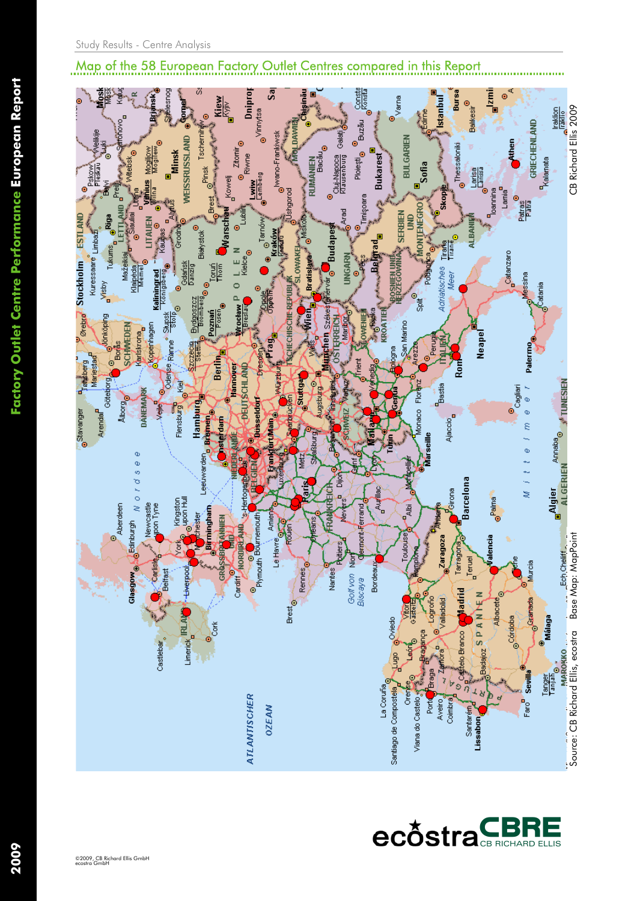## Map of the 58 European Factory Outlet Centres compared in this Report

Source: CB Richard Ellis, ecostra Base Map: MapPoint

CB Richard Ellis 2009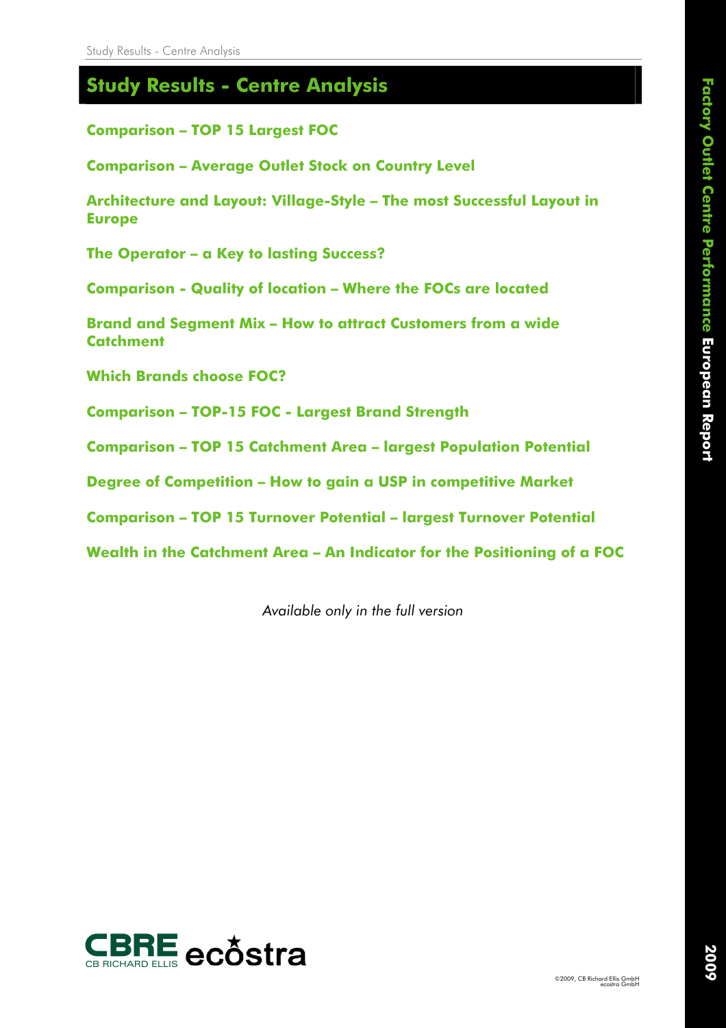# Study Results - Centre Analysis

**Comparison – TOP 15 Largest FOC**

**Comparison – Average Outlet Stock on Country Level**

**Architecture and Layout: Village-Style – The most Successful Layout in Europe**

**The Operator – a Key to lasting Success?**

**Comparison - Quality of location – Where the FOCs are located**

**Brand and Segment Mix – How to attract Customers from a wide Catchment**

**Which Brands choose FOC?**

**Comparison – TOP-15 FOC - Largest Brand Strength**

**Comparison – TOP 15 Catchment Area – largest Population Potential**

**Degree of Competition – How to gain a USP in competitive Market**

**Comparison – TOP 15 Turnover Potential – largest Turnover Potential**

**Wealth in the Catchment Area – An Indicator for the Positioning of a FOC**

*Available only in the full version*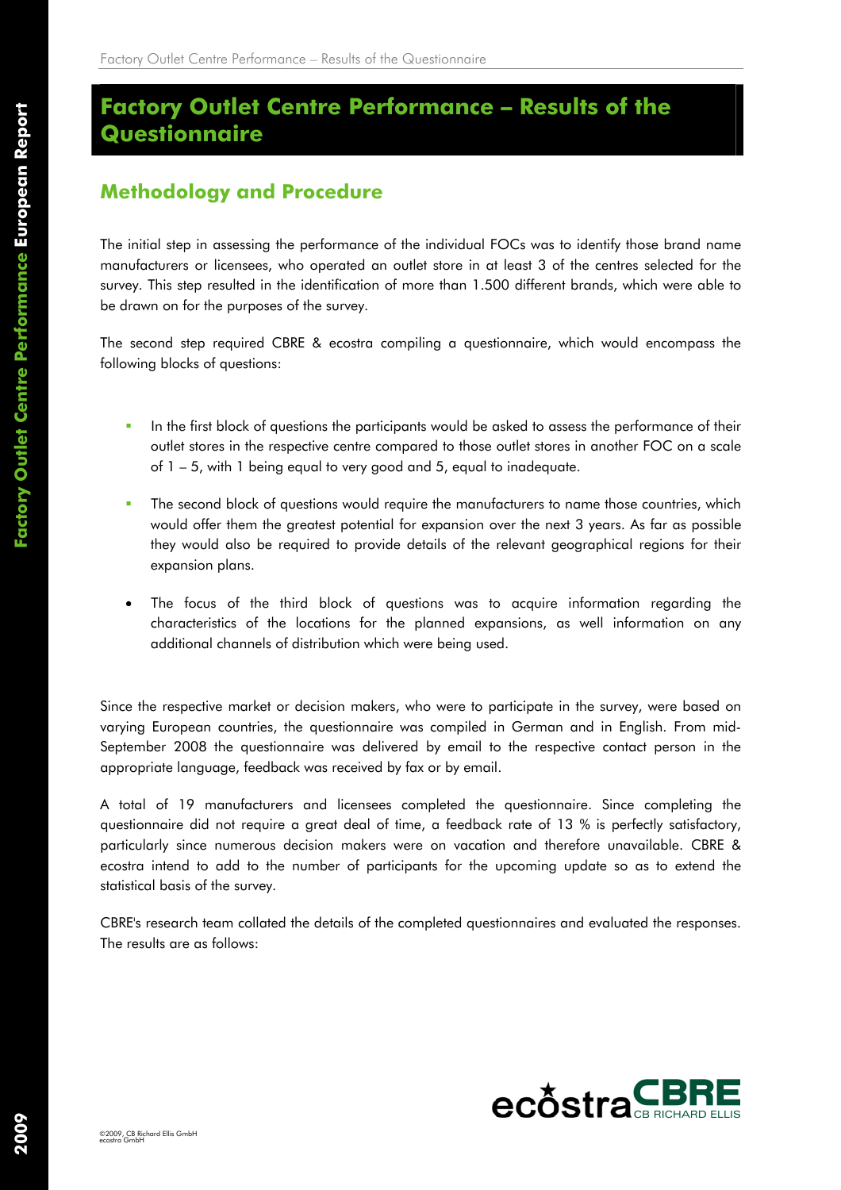# Factory Outlet Centre Performance – Results of the Questionnaire

## Methodology and Procedure

The initial step in assessing the performance of the individual FOCs was to identify those brand name manufacturers or licensees, who operated an outlet store in at least 3 of the centres selected for the survey. This step resulted in the identification of more than 1.500 different brands, which were able to be drawn on for the purposes of the survey.

The second step required CBRE & ecostra compiling a questionnaire, which would encompass the following blocks of questions:

- In the first block of questions the participants would be asked to assess the performance of their outlet stores in the respective centre compared to those outlet stores in another FOC on a scale of 1 – 5, with 1 being equal to very good and 5, equal to inadequate.
- The second block of questions would require the manufacturers to name those countries, which would offer them the greatest potential for expansion over the next 3 years. As far as possible they would also be required to provide details of the relevant geographical regions for their expansion plans.
- The focus of the third block of questions was to acquire information regarding the characteristics of the locations for the planned expansions, as well information on any additional channels of distribution which were being used.

Since the respective market or decision makers, who were to participate in the survey, were based on varying European countries, the questionnaire was compiled in German and in English. From mid-September 2008 the questionnaire was delivered by email to the respective contact person in the appropriate language, feedback was received by fax or by email.

A total of 19 manufacturers and licensees completed the questionnaire. Since completing the questionnaire did not require a great deal of time, a feedback rate of 13 % is perfectly satisfactory, particularly since numerous decision makers were on vacation and therefore unavailable. CBRE & ecostra intend to add to the number of participants for the upcoming update so as to extend the statistical basis of the survey.

CBRE's research team collated the details of the completed questionnaires and evaluated the responses. The results are as follows: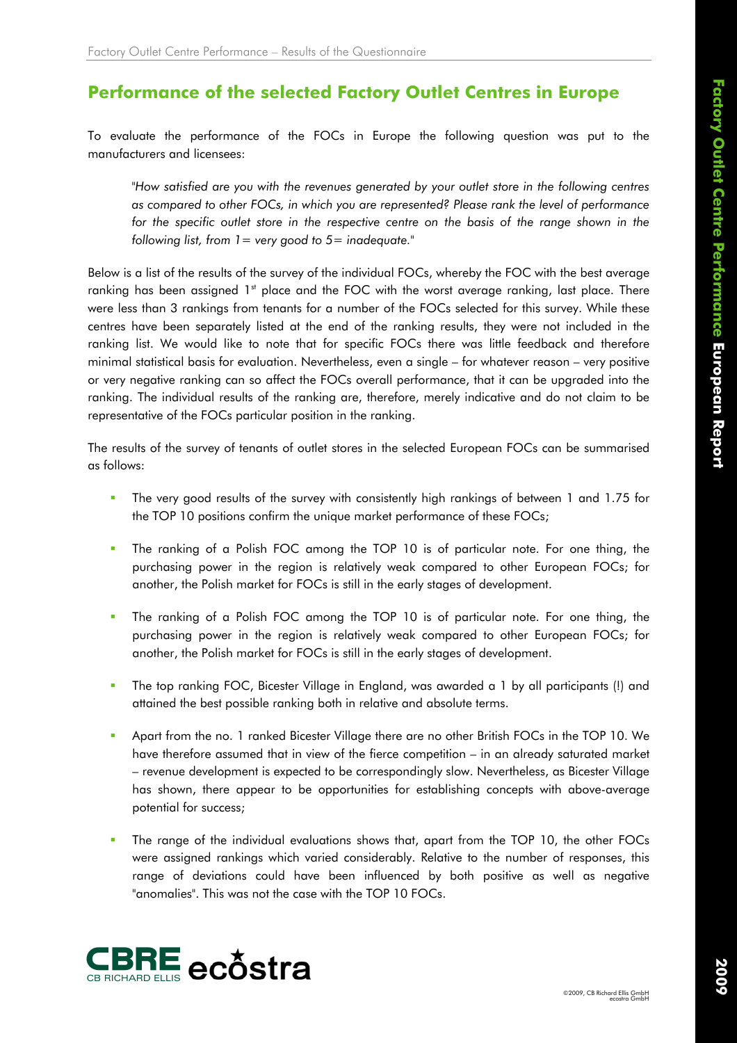## Performance of the selected Factory Outlet Centres in Europe

To evaluate the performance of the FOCs in Europe the following question was put to the manufacturers and licensees:

> *"How satisfied are you with the revenues generated by your outlet store in the following centres as compared to other FOCs, in which you are represented? Please rank the level of performance for the specific outlet store in the respective centre on the basis of the range shown in the following list, from 1= very good to 5= inadequate."*

Below is a list of the results of the survey of the individual FOCs, whereby the FOC with the best average ranking has been assigned 1st place and the FOC with the worst average ranking, last place. There were less than 3 rankings from tenants for a number of the FOCs selected for this survey. While these centres have been separately listed at the end of the ranking results, they were not included in the ranking list. We would like to note that for specific FOCs there was little feedback and therefore minimal statistical basis for evaluation. Nevertheless, even a single – for whatever reason – very positive or very negative ranking can so affect the FOCs overall performance, that it can be upgraded into the ranking. The individual results of the ranking are, therefore, merely indicative and do not claim to be representative of the FOCs particular position in the ranking.

The results of the survey of tenants of outlet stores in the selected European FOCs can be summarised as follows:

- The very good results of the survey with consistently high rankings of between 1 and 1.75 for the TOP 10 positions confirm the unique market performance of these FOCs;
- The ranking of a Polish FOC among the TOP 10 is of particular note. For one thing, the purchasing power in the region is relatively weak compared to other European FOCs; for another, the Polish market for FOCs is still in the early stages of development.
- The ranking of a Polish FOC among the TOP 10 is of particular note. For one thing, the purchasing power in the region is relatively weak compared to other European FOCs; for another, the Polish market for FOCs is still in the early stages of development.
- The top ranking FOC, Bicester Village in England, was awarded a 1 by all participants (!) and attained the best possible ranking both in relative and absolute terms.
- Apart from the no. 1 ranked Bicester Village there are no other British FOCs in the TOP 10. We have therefore assumed that in view of the fierce competition – in an already saturated market – revenue development is expected to be correspondingly slow. Nevertheless, as Bicester Village has shown, there appear to be opportunities for establishing concepts with above-average potential for success;
- The range of the individual evaluations shows that, apart from the TOP 10, the other FOCs were assigned rankings which varied considerably. Relative to the number of responses, this range of deviations could have been influenced by both positive as well as negative "anomalies". This was not the case with the TOP 10 FOCs.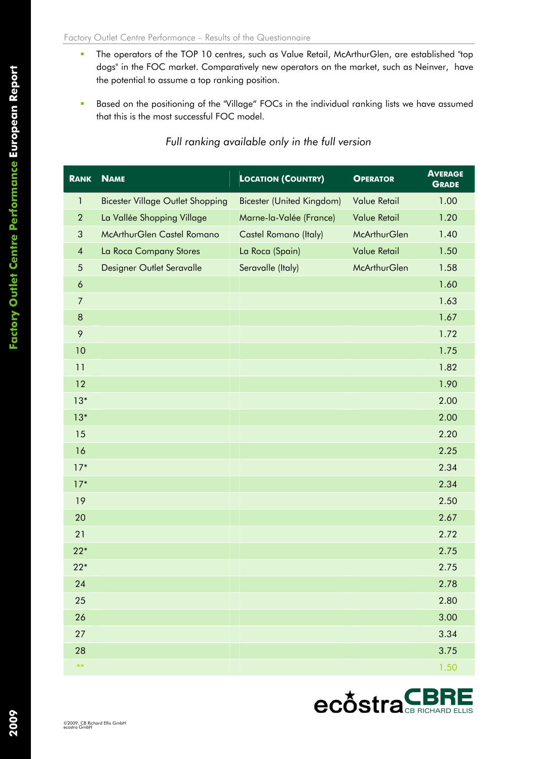- The operators of the TOP 10 centres, such as Value Retail, McArthurGlen, are established "top dogs" in the FOC market. Comparatively new operators on the market, such as Neinver, have the potential to assume a top ranking position.
- Based on the positioning of the "Village" FOCs in the individual ranking lists we have assumed that this is the most successful FOC model.

*Full ranking available only in the full version*

| Rank | Name | Location (Country) | Operator | Average Grade |
|---|---|---|---|---|
| 1 | Bicester Village Outlet Shopping | Bicester (United Kingdom) | Value Retail | 1.00 |
| 2 | La Vallée Shopping Village | Marne-la-Valée (France) | Value Retail | 1.20 |
| 3 | McArthurGlen Castel Romano | Castel Romano (Italy) | McArthurGlen | 1.40 |
| 4 | La Roca Company Stores | La Roca (Spain) | Value Retail | 1.50 |
| 5 | Designer Outlet Seravalle | Seravalle (Italy) | McArthurGlen | 1.58 |
| 6 | | | | 1.60 |
| 7 | | | | 1.63 |
| 8 | | | | 1.67 |
| 9 | | | | 1.72 |
| 10 | | | | 1.75 |
| 11 | | | | 1.82 |
| 12 | | | | 1.90 |
| 13* | | | | 2.00 |
| 13* | | | | 2.00 |
| 15 | | | | 2.20 |
| 16 | | | | 2.25 |
| 17* | | | | 2.34 |
| 17* | | | | 2.34 |
| 19 | | | | 2.50 |
| 20 | | | | 2.67 |
| 21 | | | | 2.72 |
| 22* | | | | 2.75 |
| 22* | | | | 2.75 |
| 24 | | | | 2.78 |
| 25 | | | | 2.80 |
| 26 | | | | 3.00 |
| 27 | | | | 3.34 |
| 28 | | | | 3.75 |
| ** | | | | 1.50 |

©2009, CB Richard Ellis GmbH
ecostra GmbH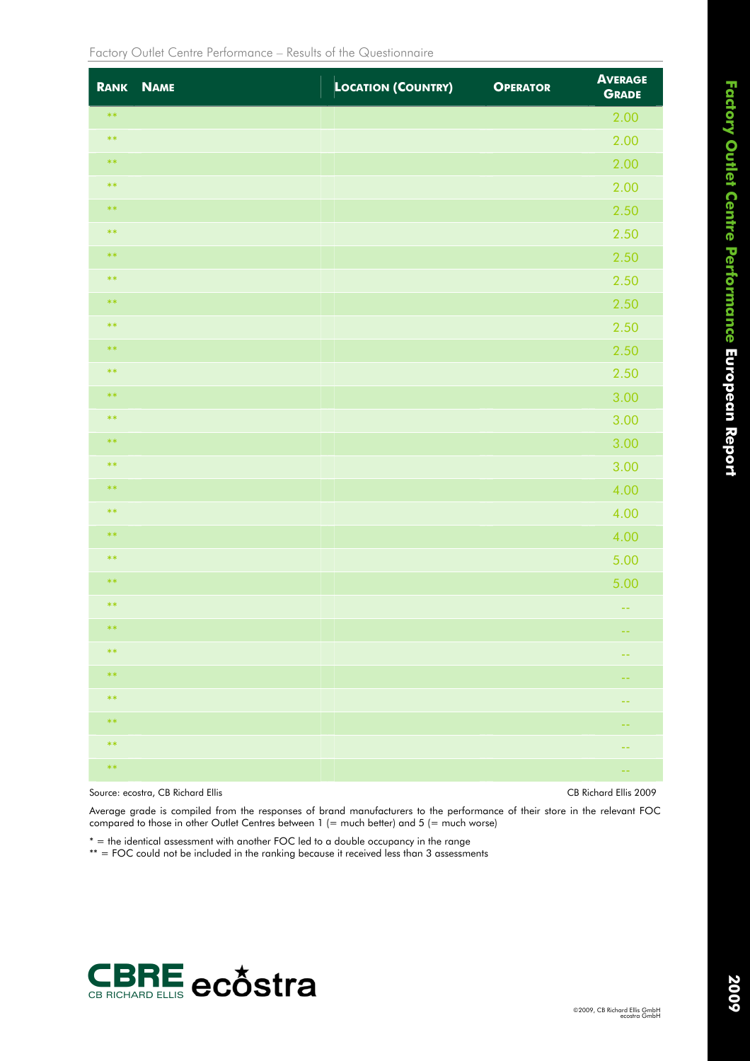Factory Outlet Centre Performance – Results of the Questionnaire

| Rank | Name | Location (Country) | Operator | Average Grade |
|---|---|---|---|---|
| ** | | | | 2.00 |
| ** | | | | 2.00 |
| ** | | | | 2.00 |
| ** | | | | 2.00 |
| ** | | | | 2.50 |
| ** | | | | 2.50 |
| ** | | | | 2.50 |
| ** | | | | 2.50 |
| ** | | | | 2.50 |
| ** | | | | 2.50 |
| ** | | | | 2.50 |
| ** | | | | 2.50 |
| ** | | | | 3.00 |
| ** | | | | 3.00 |
| ** | | | | 3.00 |
| ** | | | | 3.00 |
| ** | | | | 4.00 |
| ** | | | | 4.00 |
| ** | | | | 4.00 |
| ** | | | | 5.00 |
| ** | | | | 5.00 |
| ** | | | | -- |
| ** | | | | -- |
| ** | | | | -- |
| ** | | | | -- |
| ** | | | | -- |
| ** | | | | -- |
| ** | | | | -- |
| ** | | | | -- |

Source: ecostra, CB Richard Ellis — CB Richard Ellis 2009

Average grade is compiled from the responses of brand manufacturers to the performance of their store in the relevant FOC compared to those in other Outlet Centres between 1 (= much better) and 5 (= much worse)

* = the identical assessment with another FOC led to a double occupancy in the range

** = FOC could not be included in the ranking because it received less than 3 assessments

©2009, CB Richard Ellis GmbH
ecostra GmbH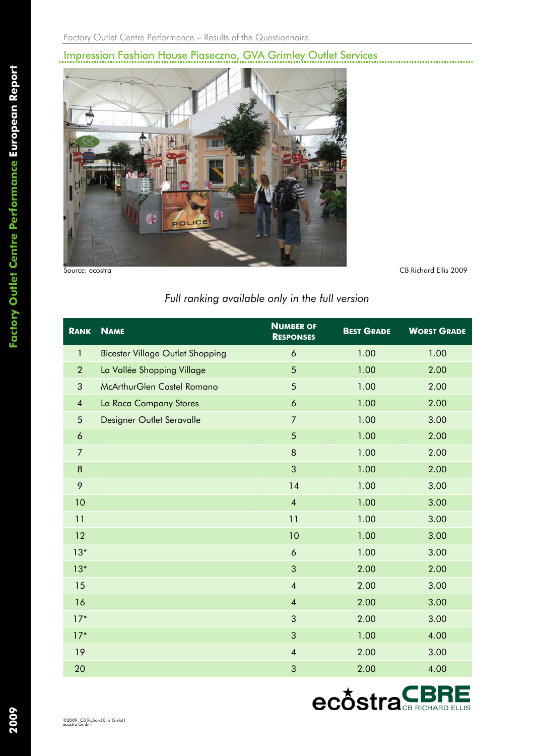## Impression Fashion House Piaseczno, GVA Grimley Outlet Services

Source: ecostra

CB Richard Ellis 2009

*Full ranking available only in the full version*

| Rank | Name | Number of Responses | Best Grade | Worst Grade |
|---|---|---|---|---|
| 1 | Bicester Village Outlet Shopping | 6 | 1.00 | 1.00 |
| 2 | La Vallée Shopping Village | 5 | 1.00 | 2.00 |
| 3 | McArthurGlen Castel Romano | 5 | 1.00 | 2.00 |
| 4 | La Roca Company Stores | 6 | 1.00 | 2.00 |
| 5 | Designer Outlet Seravalle | 7 | 1.00 | 3.00 |
| 6 | | 5 | 1.00 | 2.00 |
| 7 | | 8 | 1.00 | 2.00 |
| 8 | | 3 | 1.00 | 2.00 |
| 9 | | 14 | 1.00 | 3.00 |
| 10 | | 4 | 1.00 | 3.00 |
| 11 | | 11 | 1.00 | 3.00 |
| 12 | | 10 | 1.00 | 3.00 |
| 13* | | 6 | 1.00 | 3.00 |
| 13* | | 3 | 2.00 | 2.00 |
| 15 | | 4 | 2.00 | 3.00 |
| 16 | | 4 | 2.00 | 3.00 |
| 17* | | 3 | 2.00 | 3.00 |
| 17* | | 3 | 1.00 | 4.00 |
| 19 | | 4 | 2.00 | 3.00 |
| 20 | | 3 | 2.00 | 4.00 |

©2009, CB Richard Ellis GmbH
ecostra GmbH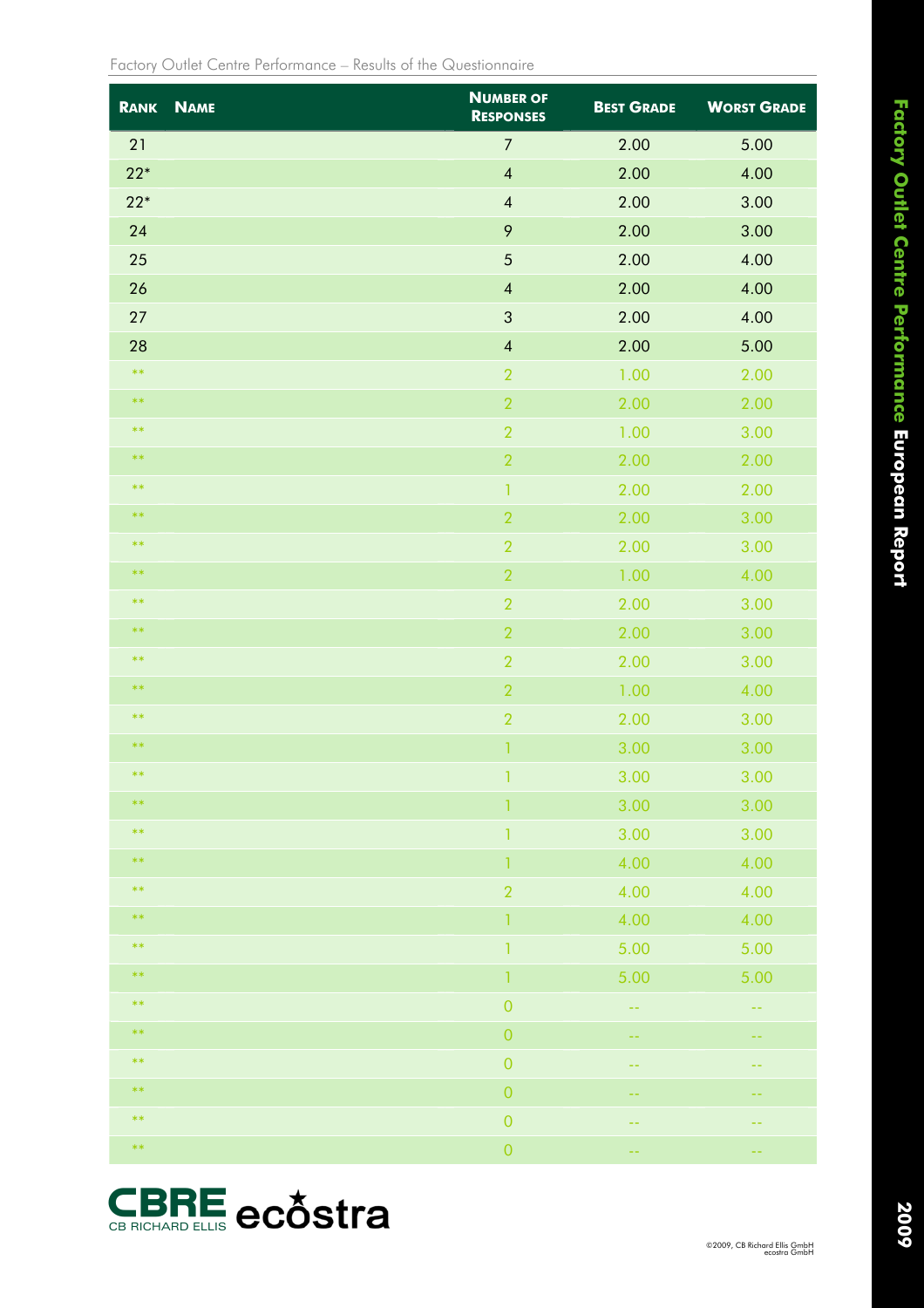Factory Outlet Centre Performance – Results of the Questionnaire

| Rank | Name | Number of Responses | Best Grade | Worst Grade |
|---|---|---|---|---|
| 21 | | 7 | 2.00 | 5.00 |
| 22* | | 4 | 2.00 | 4.00 |
| 22* | | 4 | 2.00 | 3.00 |
| 24 | | 9 | 2.00 | 3.00 |
| 25 | | 5 | 2.00 | 4.00 |
| 26 | | 4 | 2.00 | 4.00 |
| 27 | | 3 | 2.00 | 4.00 |
| 28 | | 4 | 2.00 | 5.00 |
| ** | | 2 | 1.00 | 2.00 |
| ** | | 2 | 2.00 | 2.00 |
| ** | | 2 | 1.00 | 3.00 |
| ** | | 2 | 2.00 | 2.00 |
| ** | | 1 | 2.00 | 2.00 |
| ** | | 2 | 2.00 | 3.00 |
| ** | | 2 | 2.00 | 3.00 |
| ** | | 2 | 1.00 | 4.00 |
| ** | | 2 | 2.00 | 3.00 |
| ** | | 2 | 2.00 | 3.00 |
| ** | | 2 | 2.00 | 3.00 |
| ** | | 2 | 1.00 | 4.00 |
| ** | | 2 | 2.00 | 3.00 |
| ** | | 1 | 3.00 | 3.00 |
| ** | | 1 | 3.00 | 3.00 |
| ** | | 1 | 3.00 | 3.00 |
| ** | | 1 | 3.00 | 3.00 |
| ** | | 1 | 4.00 | 4.00 |
| ** | | 2 | 4.00 | 4.00 |
| ** | | 1 | 4.00 | 4.00 |
| ** | | 1 | 5.00 | 5.00 |
| ** | | 1 | 5.00 | 5.00 |
| ** | | 0 | -- | -- |
| ** | | 0 | -- | -- |
| ** | | 0 | -- | -- |
| ** | | 0 | -- | -- |
| ** | | 0 | -- | -- |
| ** | | 0 | -- | -- |

©2009, CB Richard Ellis GmbH
ecostra GmbH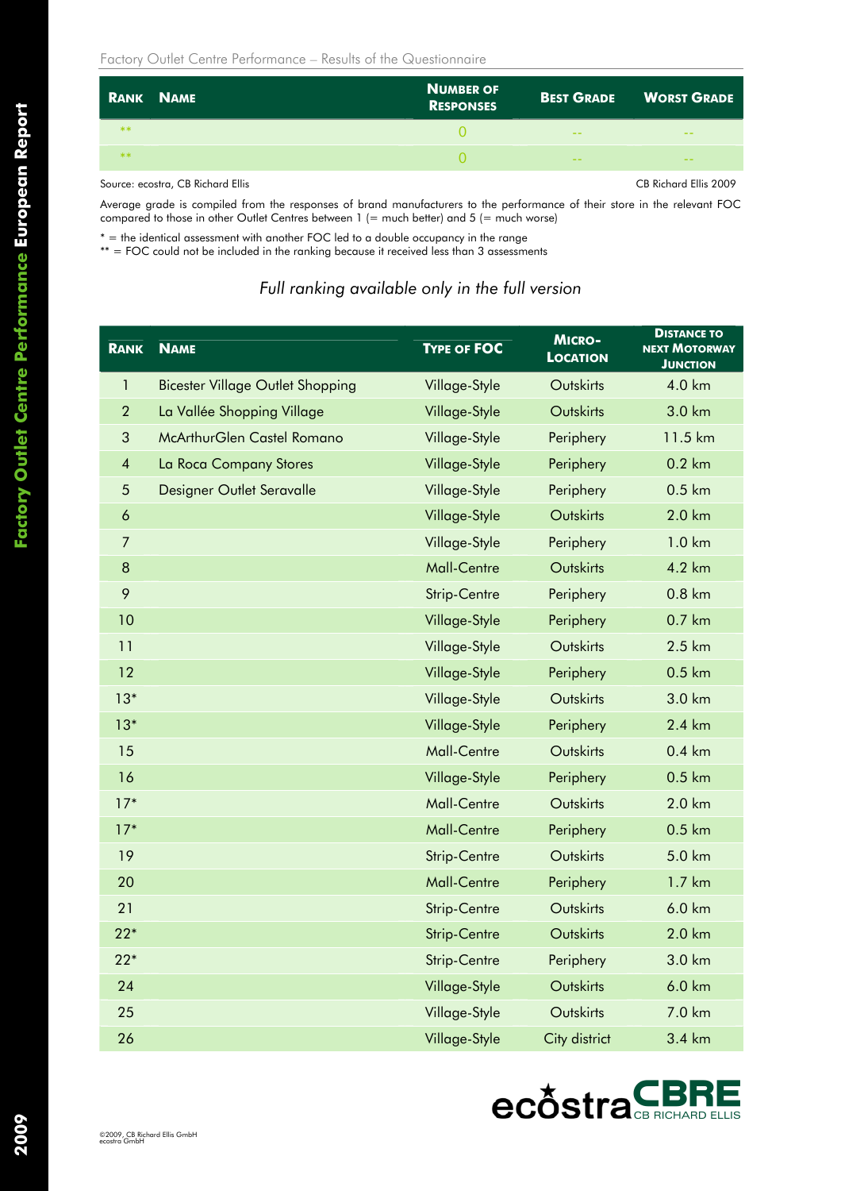Factory Outlet Centre Performance – Results of the Questionnaire

| Rank | Name | Number of Responses | Best Grade | Worst Grade |
|---|---|---|---|---|
| ** | | 0 | -- | -- |
| ** | | 0 | -- | -- |

Source: ecostra, CB Richard Ellis — CB Richard Ellis 2009

Average grade is compiled from the responses of brand manufacturers to the performance of their store in the relevant FOC compared to those in other Outlet Centres between 1 (= much better) and 5 (= much worse)

* = the identical assessment with another FOC led to a double occupancy in the range
** = FOC could not be included in the ranking because it received less than 3 assessments

*Full ranking available only in the full version*

| Rank | Name | Type of FOC | Micro-Location | Distance to next Motorway Junction |
|---|---|---|---|---|
| 1 | Bicester Village Outlet Shopping | Village-Style | Outskirts | 4.0 km |
| 2 | La Vallée Shopping Village | Village-Style | Outskirts | 3.0 km |
| 3 | McArthurGlen Castel Romano | Village-Style | Periphery | 11.5 km |
| 4 | La Roca Company Stores | Village-Style | Periphery | 0.2 km |
| 5 | Designer Outlet Seravalle | Village-Style | Periphery | 0.5 km |
| 6 | | Village-Style | Outskirts | 2.0 km |
| 7 | | Village-Style | Periphery | 1.0 km |
| 8 | | Mall-Centre | Outskirts | 4.2 km |
| 9 | | Strip-Centre | Periphery | 0.8 km |
| 10 | | Village-Style | Periphery | 0.7 km |
| 11 | | Village-Style | Outskirts | 2.5 km |
| 12 | | Village-Style | Periphery | 0.5 km |
| 13* | | Village-Style | Outskirts | 3.0 km |
| 13* | | Village-Style | Periphery | 2.4 km |
| 15 | | Mall-Centre | Outskirts | 0.4 km |
| 16 | | Village-Style | Periphery | 0.5 km |
| 17* | | Mall-Centre | Outskirts | 2.0 km |
| 17* | | Mall-Centre | Periphery | 0.5 km |
| 19 | | Strip-Centre | Outskirts | 5.0 km |
| 20 | | Mall-Centre | Periphery | 1.7 km |
| 21 | | Strip-Centre | Outskirts | 6.0 km |
| 22* | | Strip-Centre | Outskirts | 2.0 km |
| 22* | | Strip-Centre | Periphery | 3.0 km |
| 24 | | Village-Style | Outskirts | 6.0 km |
| 25 | | Village-Style | Outskirts | 7.0 km |
| 26 | | Village-Style | City district | 3.4 km |

©2009, CB Richard Ellis GmbH
ecostra GmbH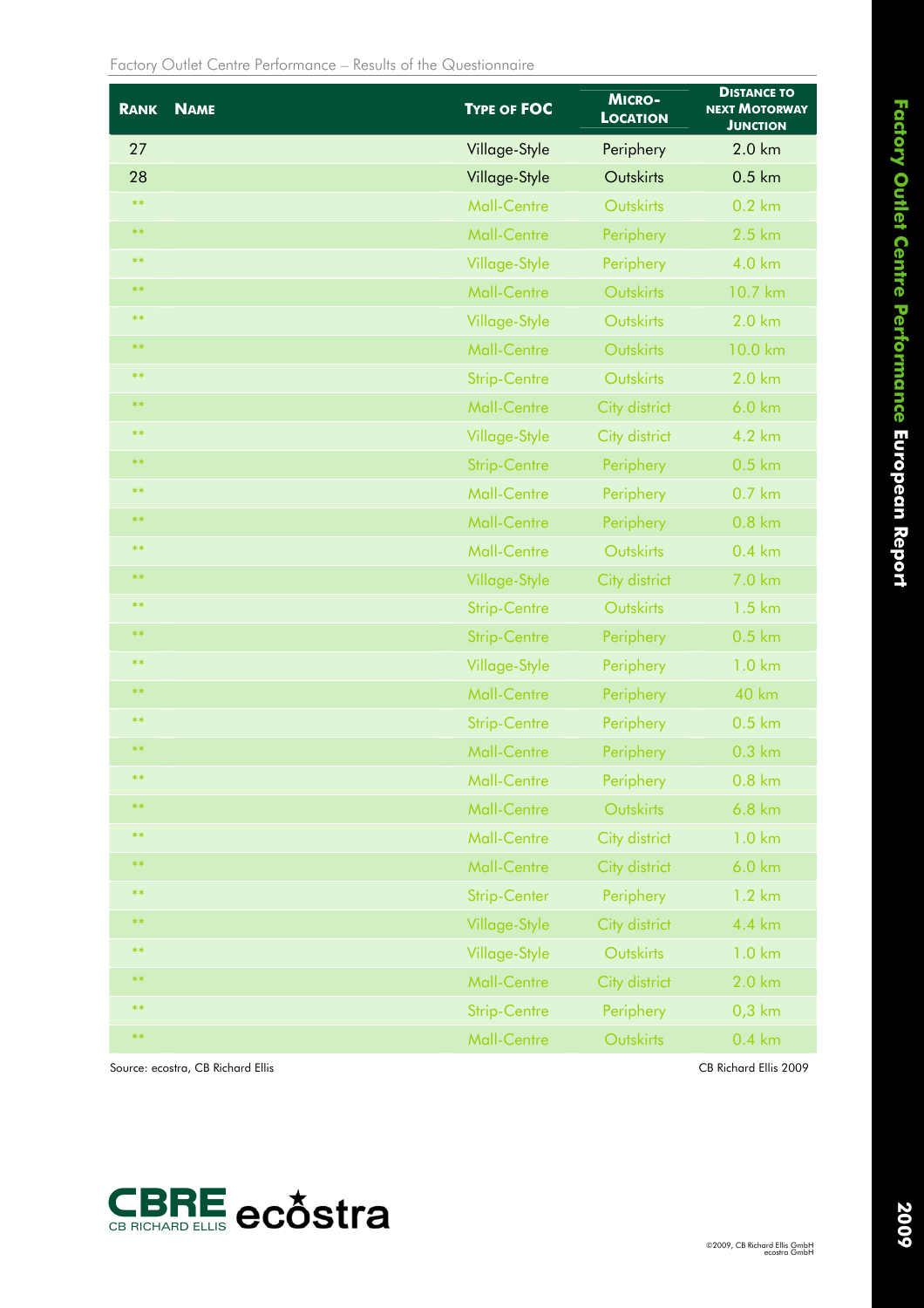Factory Outlet Centre Performance – Results of the Questionnaire

| Rank | Name | Type of FOC | Micro-Location | Distance to next Motorway Junction |
|---|---|---|---|---|
| 27 | | Village-Style | Periphery | 2.0 km |
| 28 | | Village-Style | Outskirts | 0.5 km |
| ** | | Mall-Centre | Outskirts | 0.2 km |
| ** | | Mall-Centre | Periphery | 2.5 km |
| ** | | Village-Style | Periphery | 4.0 km |
| ** | | Mall-Centre | Outskirts | 10.7 km |
| ** | | Village-Style | Outskirts | 2.0 km |
| ** | | Mall-Centre | Outskirts | 10.0 km |
| ** | | Strip-Centre | Outskirts | 2.0 km |
| ** | | Mall-Centre | City district | 6.0 km |
| ** | | Village-Style | City district | 4.2 km |
| ** | | Strip-Centre | Periphery | 0.5 km |
| ** | | Mall-Centre | Periphery | 0.7 km |
| ** | | Mall-Centre | Periphery | 0.8 km |
| ** | | Mall-Centre | Outskirts | 0.4 km |
| ** | | Village-Style | City district | 7.0 km |
| ** | | Strip-Centre | Outskirts | 1.5 km |
| ** | | Strip-Centre | Periphery | 0.5 km |
| ** | | Village-Style | Periphery | 1.0 km |
| ** | | Mall-Centre | Periphery | 40 km |
| ** | | Strip-Centre | Periphery | 0.5 km |
| ** | | Mall-Centre | Periphery | 0.3 km |
| ** | | Mall-Centre | Periphery | 0.8 km |
| ** | | Mall-Centre | Outskirts | 6.8 km |
| ** | | Mall-Centre | City district | 1.0 km |
| ** | | Mall-Centre | City district | 6.0 km |
| ** | | Strip-Center | Periphery | 1.2 km |
| ** | | Village-Style | City district | 4.4 km |
| ** | | Village-Style | Outskirts | 1.0 km |
| ** | | Mall-Centre | City district | 2.0 km |
| ** | | Strip-Centre | Periphery | 0,3 km |
| ** | | Mall-Centre | Outskirts | 0.4 km |

Source: ecostra, CB Richard Ellis

CB Richard Ellis 2009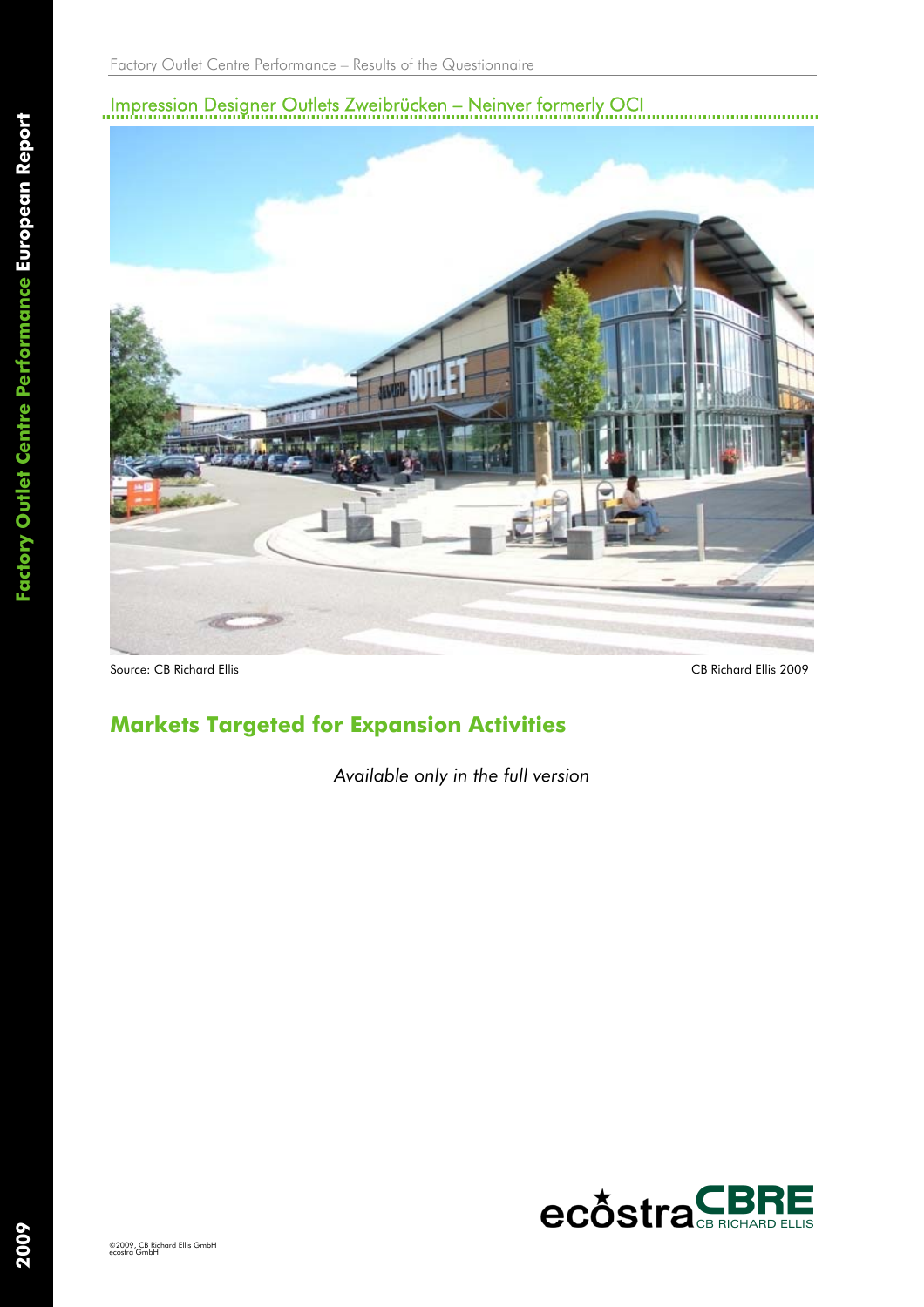## Impression Designer Outlets Zweibrücken – Neinver formerly OCI

Source: CB Richard Ellis

CB Richard Ellis 2009

## Markets Targeted for Expansion Activities

*Available only in the full version*

©2009, CB Richard Ellis GmbH
ecostra GmbH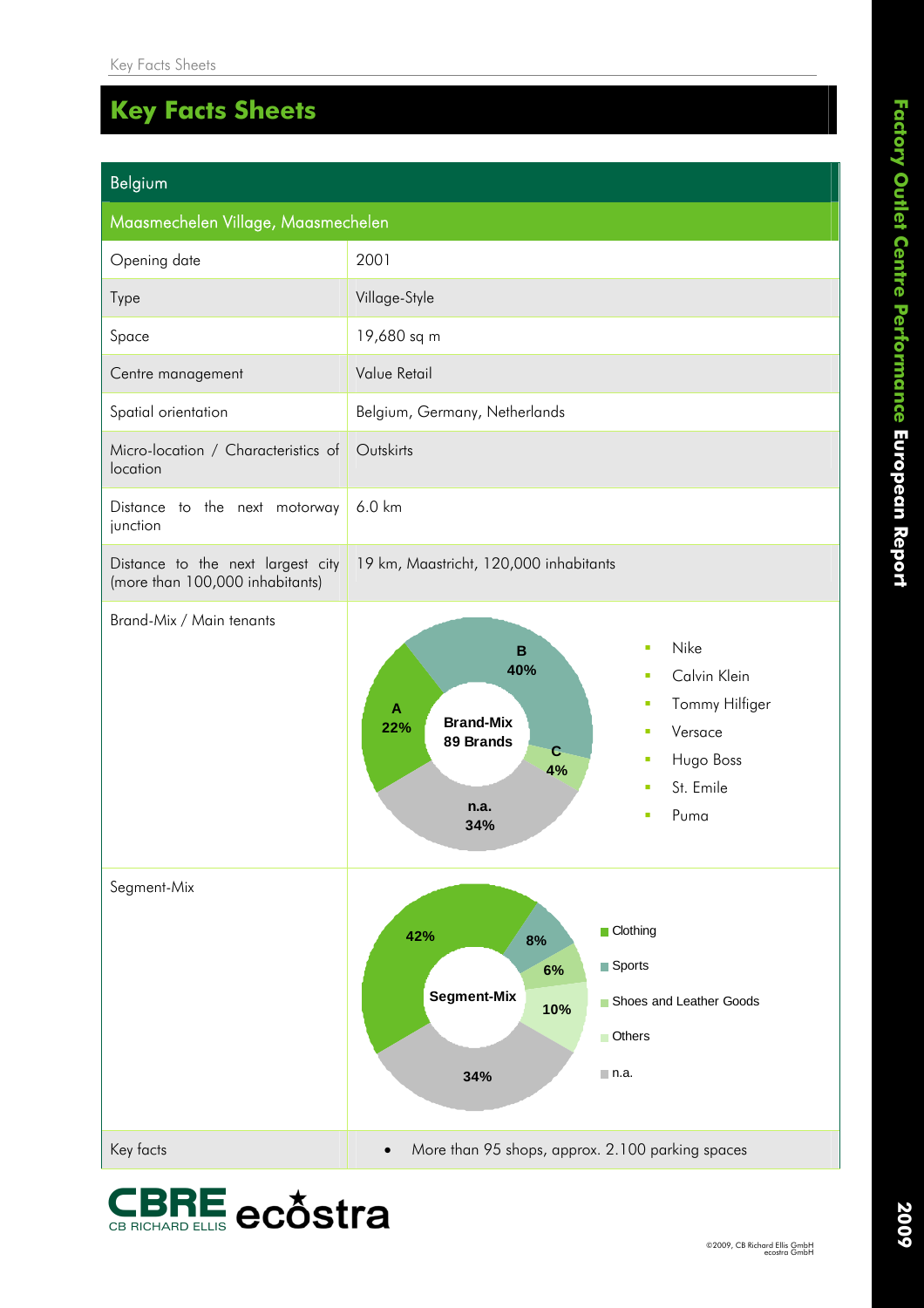# Key Facts Sheets

| Belgium | |
|---|---|
| **Maasmechelen Village, Maasmechelen** | |
| Opening date | 2001 |
| Type | Village-Style |
| Space | 19,680 sq m |
| Centre management | Value Retail |
| Spatial orientation | Belgium, Germany, Netherlands |
| Micro-location / Characteristics of location | Outskirts |
| Distance to the next motorway junction | 6.0 km |
| Distance to the next largest city (more than 100,000 inhabitants) | 19 km, Maastricht, 120,000 inhabitants |
| Brand-Mix / Main tenants | Brand-Mix 89 Brands: A 22%, B 40%, C 4%, n.a. 34%<br>▪ Nike<br>▪ Calvin Klein<br>▪ Tommy Hilfiger<br>▪ Versace<br>▪ Hugo Boss<br>▪ St. Emile<br>▪ Puma |
| Segment-Mix | Segment-Mix: Clothing 42%, Sports 8%, Shoes and Leather Goods 6%, Others 10%, n.a. 34% |
| Key facts | • More than 95 shops, approx. 2.100 parking spaces |

CBRE CB RICHARD ELLIS ecostra

©2009, CB Richard Ellis GmbH ecostra GmbH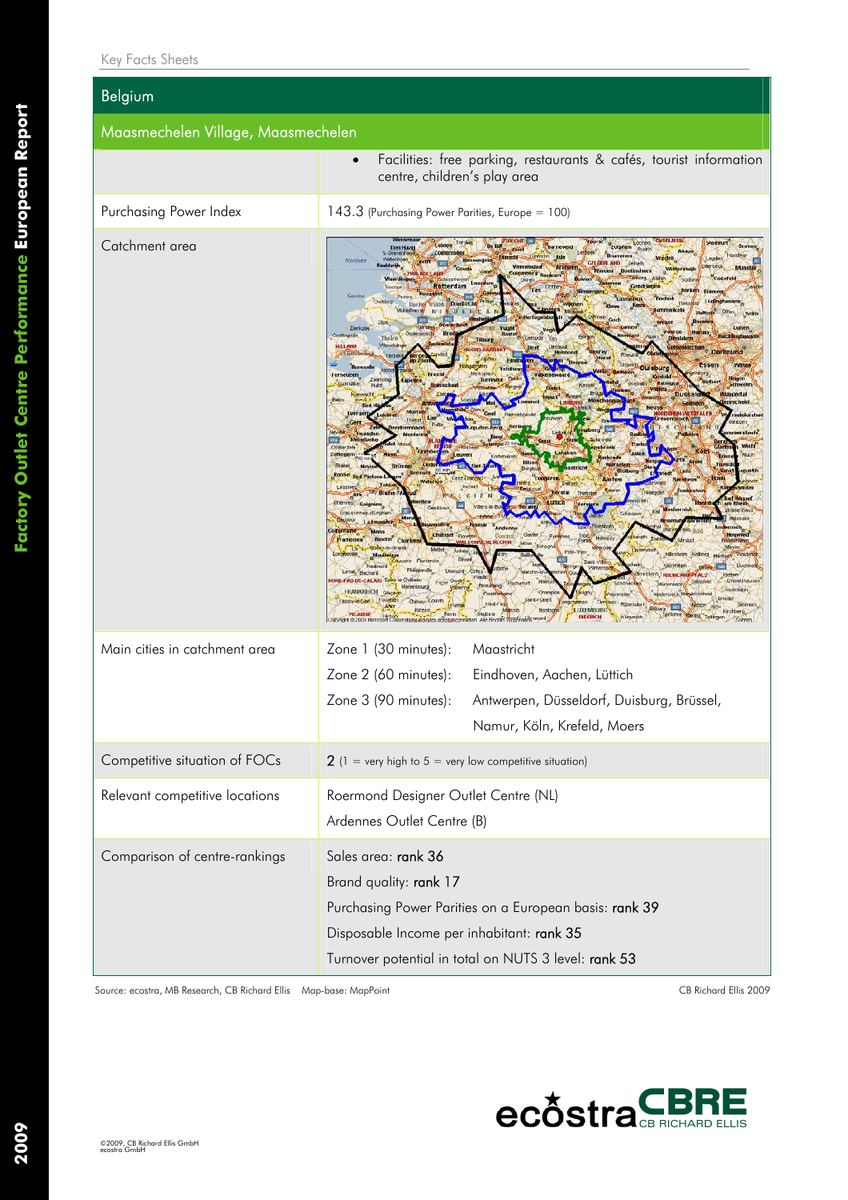## Belgium

### Maasmechelen Village, Maasmechelen

| | |
|---|---|
| | • Facilities: free parking, restaurants & cafés, tourist information centre, children's play area |
| Purchasing Power Index | 143.3 (Purchasing Power Parities, Europe = 100) |
| Catchment area | |
| Main cities in catchment area | Zone 1 (30 minutes): Maastricht<br>Zone 2 (60 minutes): Eindhoven, Aachen, Lüttich<br>Zone 3 (90 minutes): Antwerpen, Düsseldorf, Duisburg, Brüssel, Namur, Köln, Krefeld, Moers |
| Competitive situation of FOCs | 2 (1 = very high to 5 = very low competitive situation) |
| Relevant competitive locations | Roermond Designer Outlet Centre (NL)<br>Ardennes Outlet Centre (B) |
| Comparison of centre-rankings | Sales area: rank 36<br>Brand quality: rank 17<br>Purchasing Power Parities on a European basis: rank 39<br>Disposable Income per inhabitant: rank 35<br>Turnover potential in total on NUTS 3 level: rank 53 |

Source: ecostra, MB Research, CB Richard Ellis  Map-base: MapPoint

CB Richard Ellis 2009

©2009, CB Richard Ellis GmbH
ecostra GmbH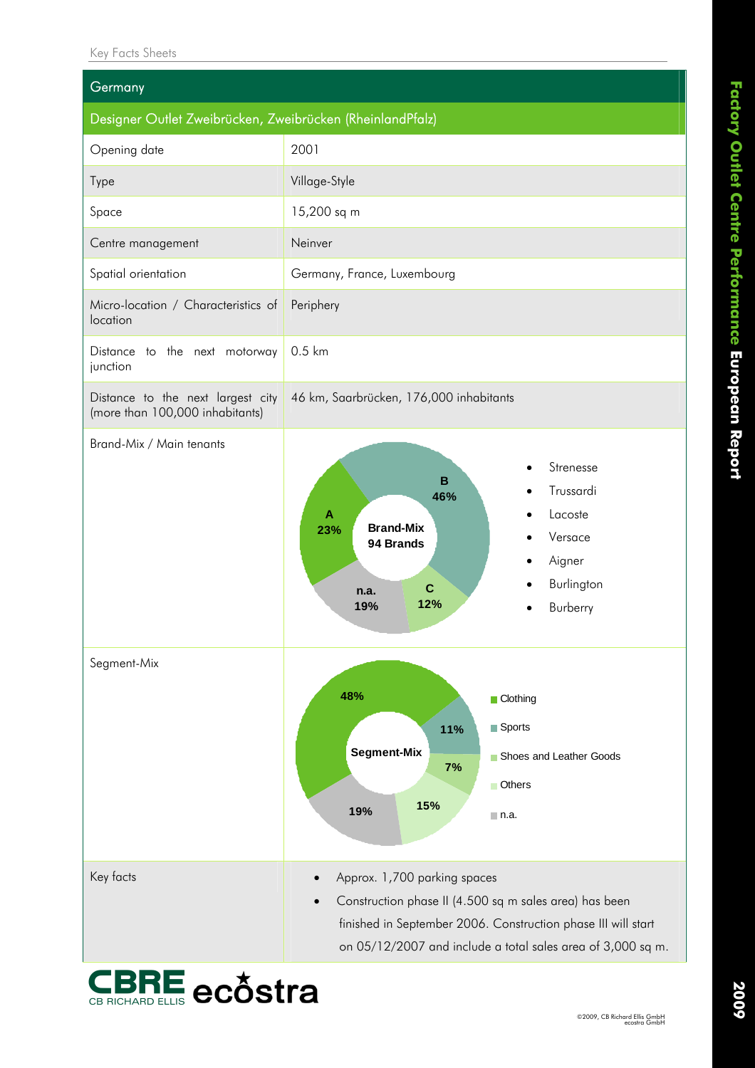## Germany

### Designer Outlet Zweibrücken, Zweibrücken (RheinlandPfalz)

| | |
|---|---|
| Opening date | 2001 |
| Type | Village-Style |
| Space | 15,200 sq m |
| Centre management | Neinver |
| Spatial orientation | Germany, France, Luxembourg |
| Micro-location / Characteristics of location | Periphery |
| Distance to the next motorway junction | 0.5 km |
| Distance to the next largest city (more than 100,000 inhabitants) | 46 km, Saarbrücken, 176,000 inhabitants |
| Brand-Mix / Main tenants | Brand-Mix 94 Brands: A 23%, B 46%, C 12%, n.a. 19% <br> • Strenesse <br> • Trussardi <br> • Lacoste <br> • Versace <br> • Aigner <br> • Burlington <br> • Burberry |
| Segment-Mix | Segment-Mix: Clothing 48%, Sports 11%, Shoes and Leather Goods 7%, Others 15%, n.a. 19% |
| Key facts | • Approx. 1,700 parking spaces <br> • Construction phase II (4.500 sq m sales area) has been finished in September 2006. Construction phase III will start on 05/12/2007 and include a total sales area of 3,000 sq m. |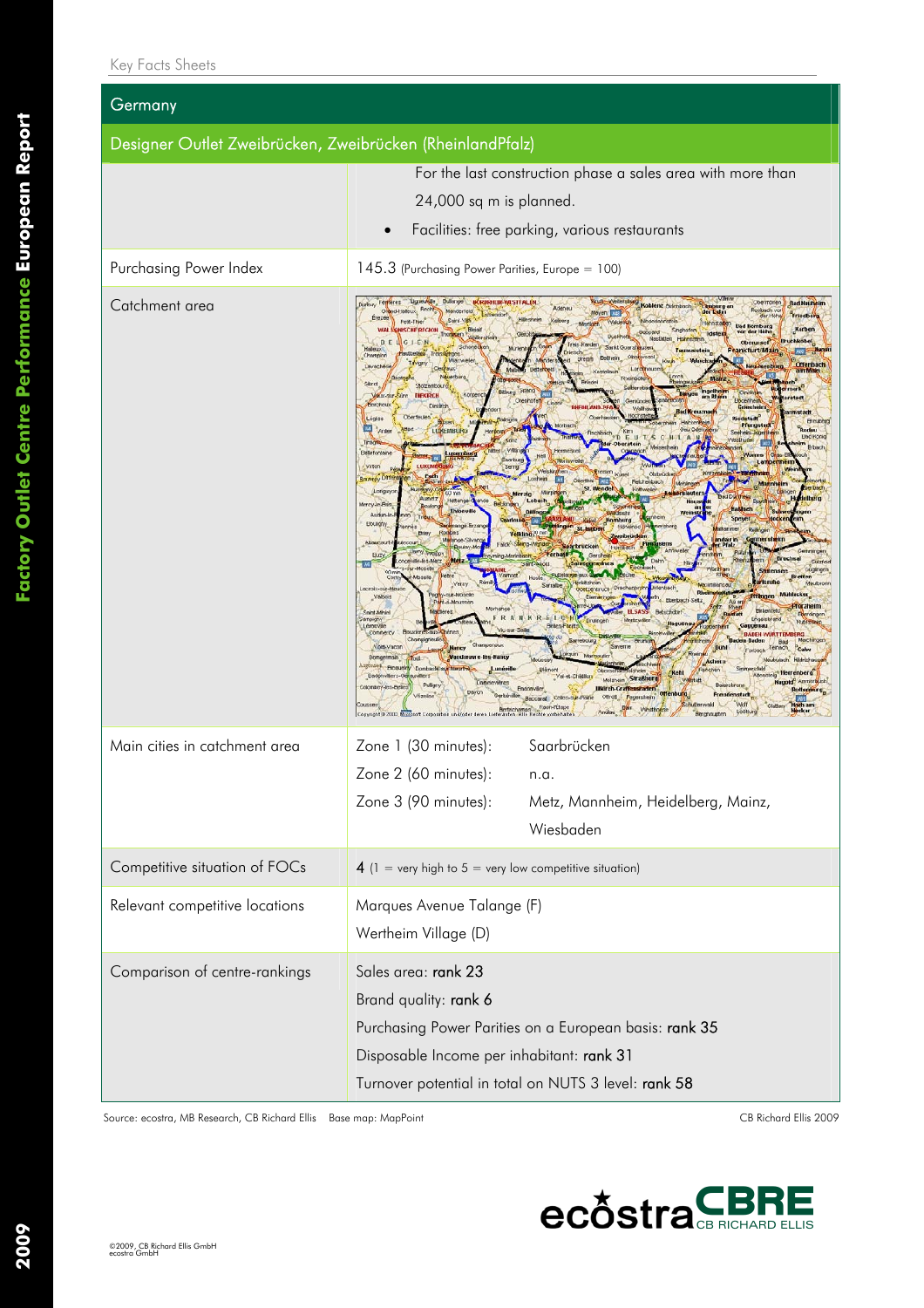## Germany

### Designer Outlet Zweibrücken, Zweibrücken (RheinlandPfalz)

| | |
|---|---|
| | For the last construction phase a sales area with more than 24,000 sq m is planned.<br>• Facilities: free parking, various restaurants |
| Purchasing Power Index | 145.3 (Purchasing Power Parities, Europe = 100) |
| Catchment area | |
| Main cities in catchment area | Zone 1 (30 minutes): Saarbrücken<br>Zone 2 (60 minutes): n.a.<br>Zone 3 (90 minutes): Metz, Mannheim, Heidelberg, Mainz, Wiesbaden |
| Competitive situation of FOCs | **4** (1 = very high to 5 = very low competitive situation) |
| Relevant competitive locations | Marques Avenue Talange (F)<br>Wertheim Village (D) |
| Comparison of centre-rankings | Sales area: **rank 23**<br>Brand quality: **rank 6**<br>Purchasing Power Parities on a European basis: **rank 35**<br>Disposable Income per inhabitant: **rank 31**<br>Turnover potential in total on NUTS 3 level: **rank 58** |

Source: ecostra, MB Research, CB Richard Ellis Base map: MapPoint

CB Richard Ellis 2009

©2009, CB Richard Ellis GmbH
ecostra GmbH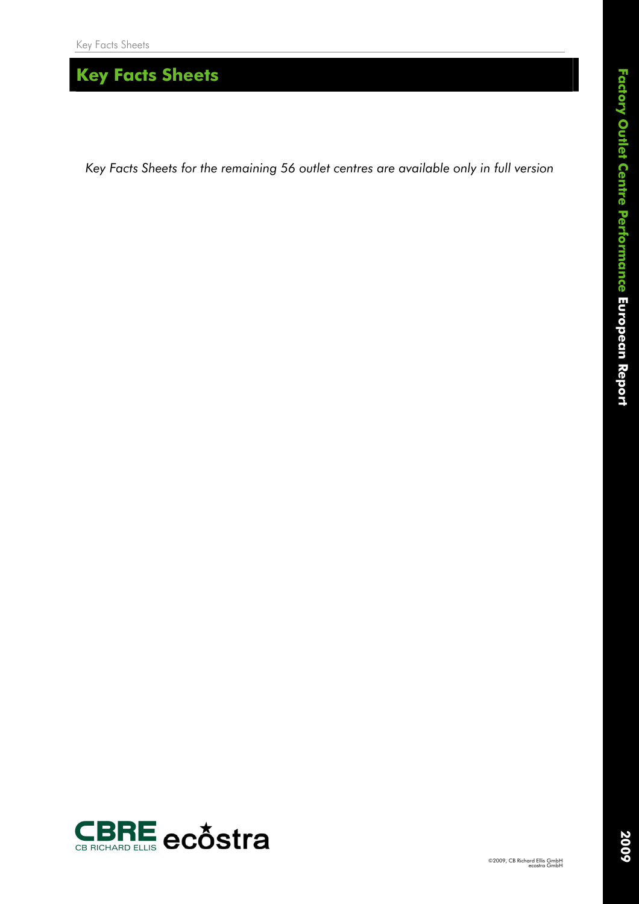# Key Facts Sheets

*Key Facts Sheets for the remaining 56 outlet centres are available only in full version*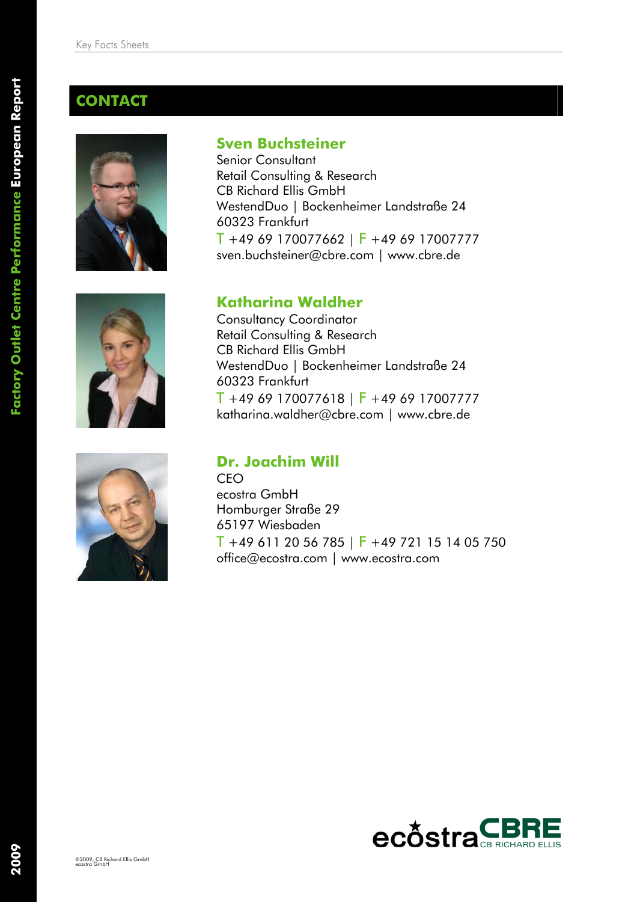## CONTACT

### Sven Buchsteiner

Senior Consultant
Retail Consulting & Research
CB Richard Ellis GmbH
WestendDuo | Bockenheimer Landstraße 24
60323 Frankfurt
T +49 69 170077662 | F +49 69 17007777
sven.buchsteiner@cbre.com | www.cbre.de

### Katharina Waldher

Consultancy Coordinator
Retail Consulting & Research
CB Richard Ellis GmbH
WestendDuo | Bockenheimer Landstraße 24
60323 Frankfurt
T +49 69 170077618 | F +49 69 17007777
katharina.waldher@cbre.com | www.cbre.de

### Dr. Joachim Will

CEO
ecostra GmbH
Homburger Straße 29
65197 Wiesbaden
T +49 611 20 56 785 | F +49 721 15 14 05 750
office@ecostra.com | www.ecostra.com

©2009, CB Richard Ellis GmbH
ecostra GmbH